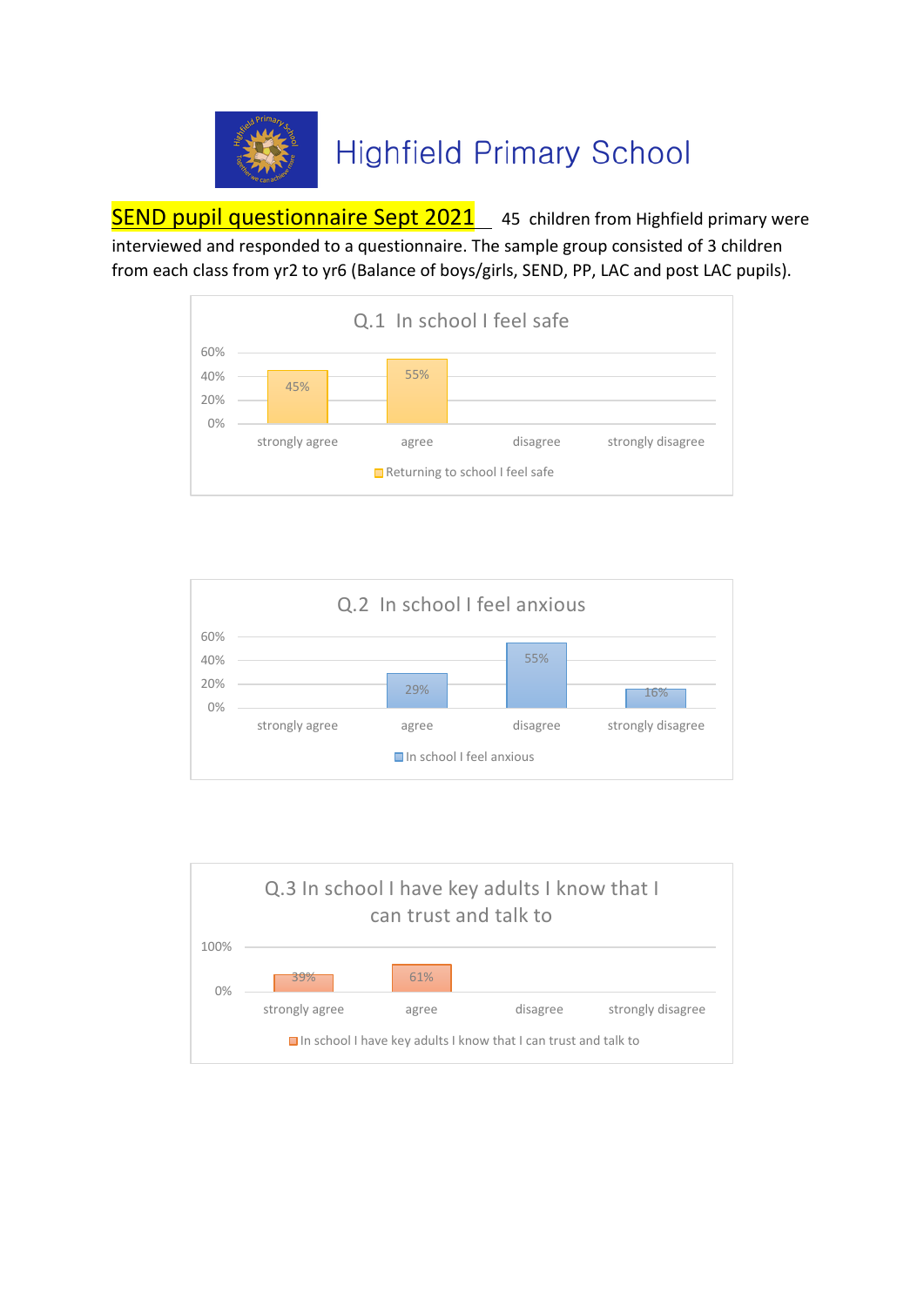# Highfield Primary School

**SEND pupil questionnaire Sept 2021** 45 children from Highfield primary were interviewed and responded to a questionnaire. The sample group consisted of 3 children from each class from yr2 to yr6 (Balance of boys/girls, SEND, PP, LAC and post LAC pupils).

## Q.1 In school I feel safe

| | strongly agree | agree | disagree | strongly disagree |
|---|---|---|---|---|
| Returning to school I feel safe | 45% | 55% | | |

## Q.2 In school I feel anxious

| | strongly agree | agree | disagree | strongly disagree |
|---|---|---|---|---|
| In school I feel anxious | | 29% | 55% | 16% |

## Q.3 In school I have key adults I know that I can trust and talk to

| | strongly agree | agree | disagree | strongly disagree |
|---|---|---|---|---|
| In school I have key adults I know that I can trust and talk to | 39% | 61% | | |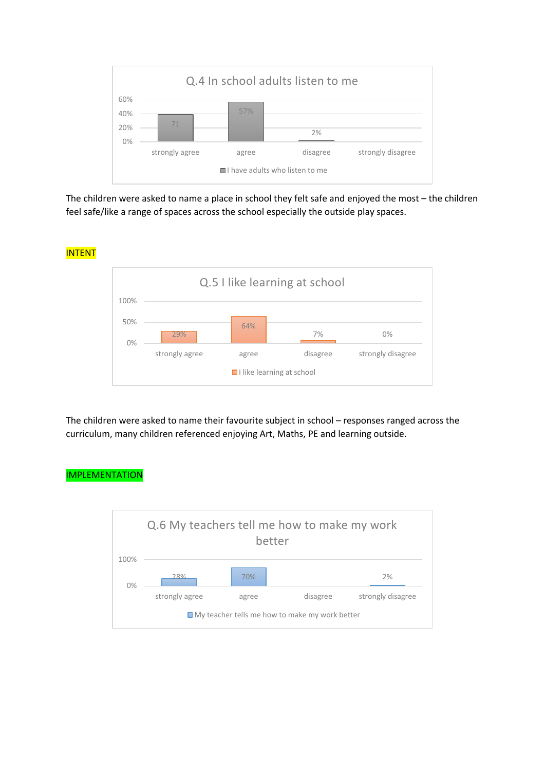**Q.4 In school adults listen to me**

| | strongly agree | agree | disagree | strongly disagree |
|---|---|---|---|---|
| I have adults who listen to me | 71 | 57% | 2% | |

The children were asked to name a place in school they felt safe and enjoyed the most – the children feel safe/like a range of spaces across the school especially the outside play spaces.

INTENT

**Q.5 I like learning at school**

| | strongly agree | agree | disagree | strongly disagree |
|---|---|---|---|---|
| I like learning at school | 29% | 64% | 7% | 0% |

The children were asked to name their favourite subject in school – responses ranged across the curriculum, many children referenced enjoying Art, Maths, PE and learning outside.

IMPLEMENTATION

**Q.6 My teachers tell me how to make my work better**

| | strongly agree | agree | disagree | strongly disagree |
|---|---|---|---|---|
| My teacher tells me how to make my work better | 28% | 70% | | 2% |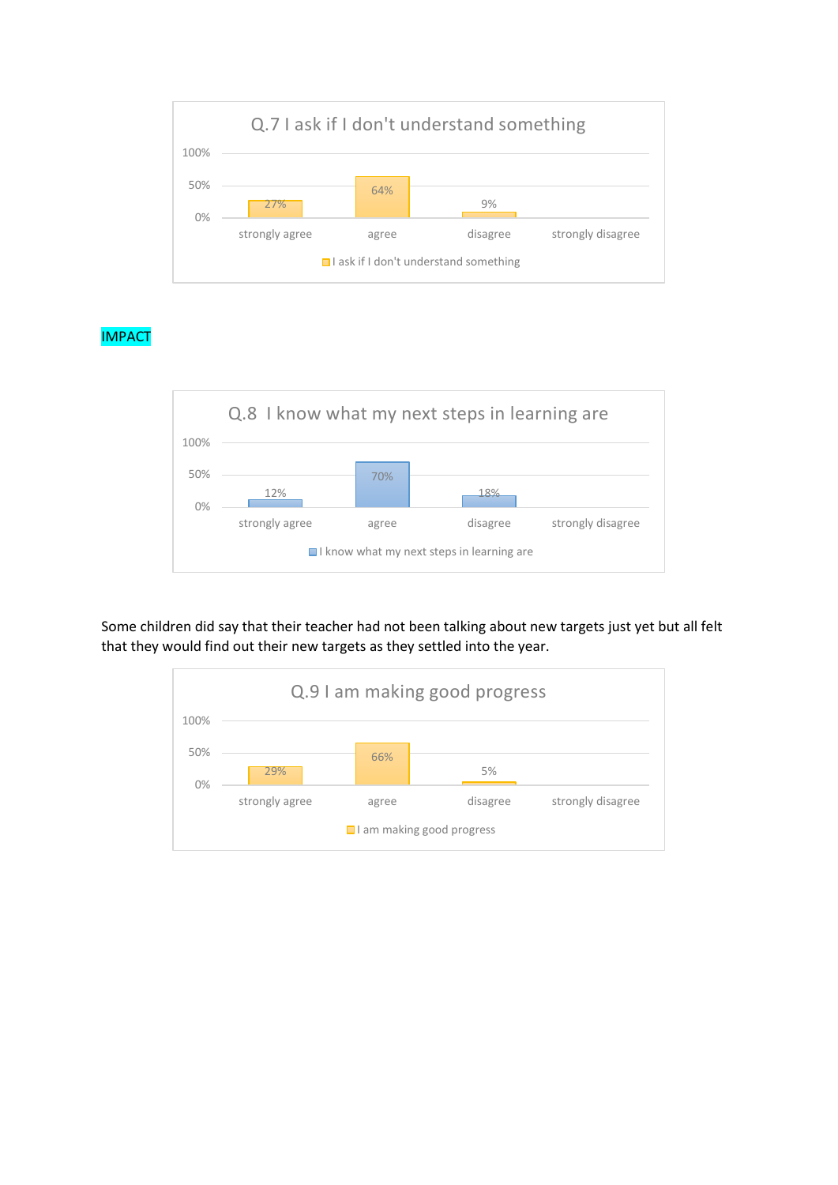**Q.7 I ask if I don't understand something**

| | strongly agree | agree | disagree | strongly disagree |
|---|---|---|---|---|
| I ask if I don't understand something | 27% | 64% | 9% | |

IMPACT

**Q.8 I know what my next steps in learning are**

| | strongly agree | agree | disagree | strongly disagree |
|---|---|---|---|---|
| I know what my next steps in learning are | 12% | 70% | 18% | |

Some children did say that their teacher had not been talking about new targets just yet but all felt that they would find out their new targets as they settled into the year.

**Q.9 I am making good progress**

| | strongly agree | agree | disagree | strongly disagree |
|---|---|---|---|---|
| I am making good progress | 29% | 66% | 5% | |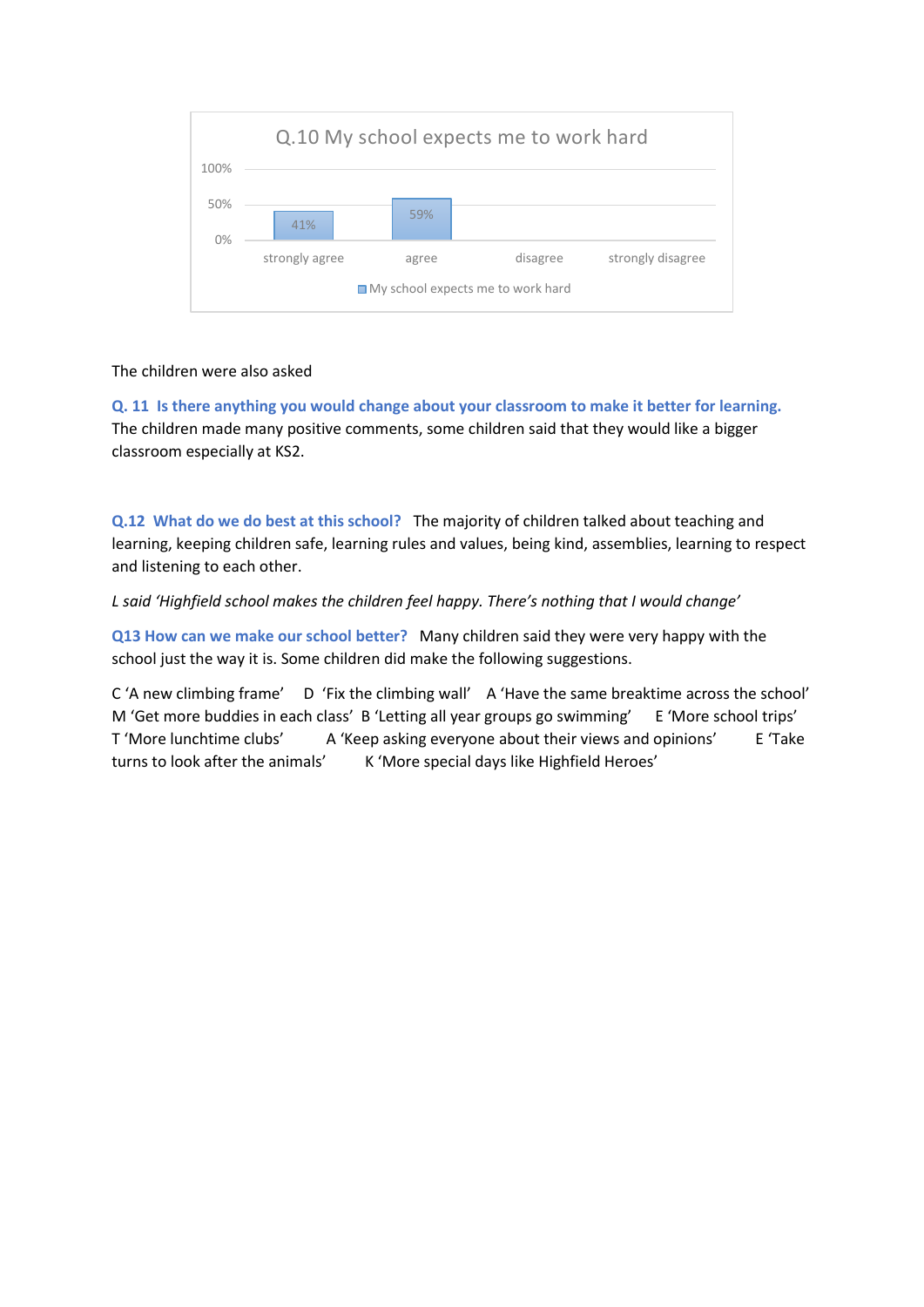Q.10 My school expects me to work hard

100%
50%
0%
41%
59%
strongly agree
agree
disagree
strongly disagree
My school expects me to work hard

The children were also asked

**Q. 11 Is there anything you would change about your classroom to make it better for learning.**
The children made many positive comments, some children said that they would like a bigger classroom especially at KS2.

**Q.12 What do we do best at this school?** The majority of children talked about teaching and learning, keeping children safe, learning rules and values, being kind, assemblies, learning to respect and listening to each other.

*L said 'Highfield school makes the children feel happy. There's nothing that I would change'*

**Q13 How can we make our school better?** Many children said they were very happy with the school just the way it is. Some children did make the following suggestions.

C 'A new climbing frame' D 'Fix the climbing wall' A 'Have the same breaktime across the school' M 'Get more buddies in each class' B 'Letting all year groups go swimming' E 'More school trips' T 'More lunchtime clubs' A 'Keep asking everyone about their views and opinions' E 'Take turns to look after the animals' K 'More special days like Highfield Heroes'